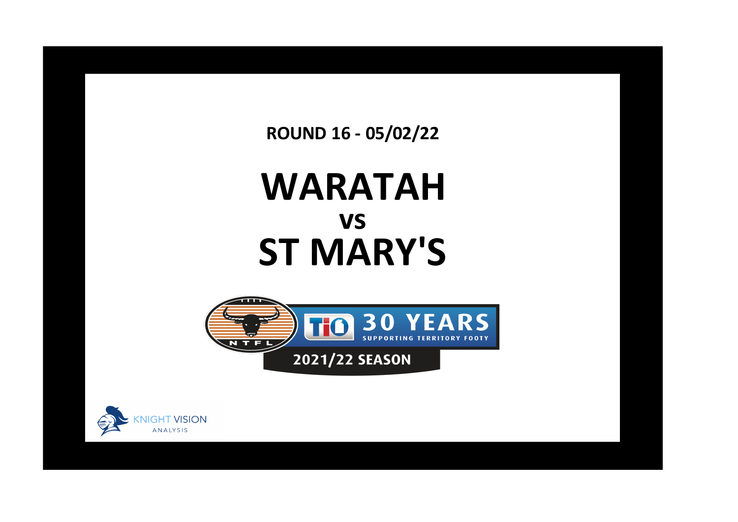ROUND 16 - 05/02/22

# WARATAH
## vs
# ST MARY'S

NTFL

TIO 30 YEARS SUPPORTING TERRITORY FOOTY

2021/22 SEASON

KNIGHT VISION ANALYSIS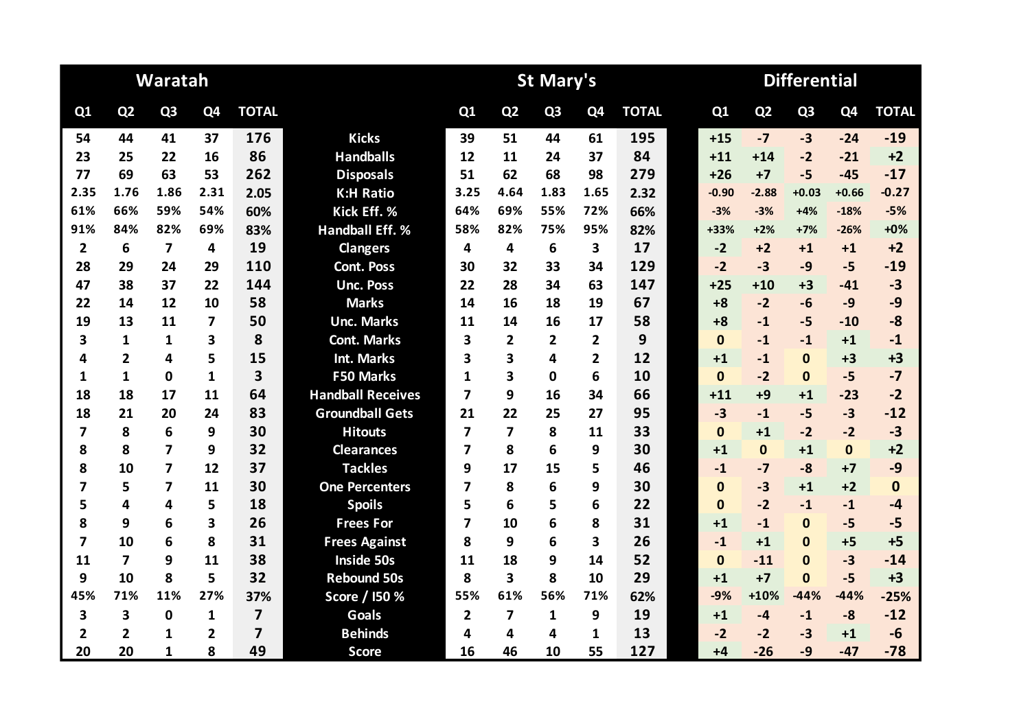| Waratah | | | | | | St Mary's | | | | | Differential | | | | |
|---|---|---|---|---|---|---|---|---|---|---|---|---|---|---|---|
| Q1 | Q2 | Q3 | Q4 | TOTAL | | Q1 | Q2 | Q3 | Q4 | TOTAL | Q1 | Q2 | Q3 | Q4 | TOTAL |
| 54 | 44 | 41 | 37 | 176 | Kicks | 39 | 51 | 44 | 61 | 195 | +15 | -7 | -3 | -24 | -19 |
| 23 | 25 | 22 | 16 | 86 | Handballs | 12 | 11 | 24 | 37 | 84 | +11 | +14 | -2 | -21 | +2 |
| 77 | 69 | 63 | 53 | 262 | Disposals | 51 | 62 | 68 | 98 | 279 | +26 | +7 | -5 | -45 | -17 |
| 2.35 | 1.76 | 1.86 | 2.31 | 2.05 | K:H Ratio | 3.25 | 4.64 | 1.83 | 1.65 | 2.32 | -0.90 | -2.88 | +0.03 | +0.66 | -0.27 |
| 61% | 66% | 59% | 54% | 60% | Kick Eff. % | 64% | 69% | 55% | 72% | 66% | -3% | -3% | +4% | -18% | -5% |
| 91% | 84% | 82% | 69% | 83% | Handball Eff. % | 58% | 82% | 75% | 95% | 82% | +33% | +2% | +7% | -26% | +0% |
| 2 | 6 | 7 | 4 | 19 | Clangers | 4 | 4 | 6 | 3 | 17 | -2 | +2 | +1 | +1 | +2 |
| 28 | 29 | 24 | 29 | 110 | Cont. Poss | 30 | 32 | 33 | 34 | 129 | -2 | -3 | -9 | -5 | -19 |
| 47 | 38 | 37 | 22 | 144 | Unc. Poss | 22 | 28 | 34 | 63 | 147 | +25 | +10 | +3 | -41 | -3 |
| 22 | 14 | 12 | 10 | 58 | Marks | 14 | 16 | 18 | 19 | 67 | +8 | -2 | -6 | -9 | -9 |
| 19 | 13 | 11 | 7 | 50 | Unc. Marks | 11 | 14 | 16 | 17 | 58 | +8 | -1 | -5 | -10 | -8 |
| 3 | 1 | 1 | 3 | 8 | Cont. Marks | 3 | 2 | 2 | 2 | 9 | 0 | -1 | -1 | +1 | -1 |
| 4 | 2 | 4 | 5 | 15 | Int. Marks | 3 | 3 | 4 | 2 | 12 | +1 | -1 | 0 | +3 | +3 |
| 1 | 1 | 0 | 1 | 3 | F50 Marks | 1 | 3 | 0 | 6 | 10 | 0 | -2 | 0 | -5 | -7 |
| 18 | 18 | 17 | 11 | 64 | Handball Receives | 7 | 9 | 16 | 34 | 66 | +11 | +9 | +1 | -23 | -2 |
| 18 | 21 | 20 | 24 | 83 | Groundball Gets | 21 | 22 | 25 | 27 | 95 | -3 | -1 | -5 | -3 | -12 |
| 7 | 8 | 6 | 9 | 30 | Hitouts | 7 | 7 | 8 | 11 | 33 | 0 | +1 | -2 | -2 | -3 |
| 8 | 8 | 7 | 9 | 32 | Clearances | 7 | 8 | 6 | 9 | 30 | +1 | 0 | +1 | 0 | +2 |
| 8 | 10 | 7 | 12 | 37 | Tackles | 9 | 17 | 15 | 5 | 46 | -1 | -7 | -8 | +7 | -9 |
| 7 | 5 | 7 | 11 | 30 | One Percenters | 7 | 8 | 6 | 9 | 30 | 0 | -3 | +1 | +2 | 0 |
| 5 | 4 | 4 | 5 | 18 | Spoils | 5 | 6 | 5 | 6 | 22 | 0 | -2 | -1 | -1 | -4 |
| 8 | 9 | 6 | 3 | 26 | Frees For | 7 | 10 | 6 | 8 | 31 | +1 | -1 | 0 | -5 | -5 |
| 7 | 10 | 6 | 8 | 31 | Frees Against | 8 | 9 | 6 | 3 | 26 | -1 | +1 | 0 | +5 | +5 |
| 11 | 7 | 9 | 11 | 38 | Inside 50s | 11 | 18 | 9 | 14 | 52 | 0 | -11 | 0 | -3 | -14 |
| 9 | 10 | 8 | 5 | 32 | Rebound 50s | 8 | 3 | 8 | 10 | 29 | +1 | +7 | 0 | -5 | +3 |
| 45% | 71% | 11% | 27% | 37% | Score / I50 % | 55% | 61% | 56% | 71% | 62% | -9% | +10% | -44% | -44% | -25% |
| 3 | 3 | 0 | 1 | 7 | Goals | 2 | 7 | 1 | 9 | 19 | +1 | -4 | -1 | -8 | -12 |
| 2 | 2 | 1 | 2 | 7 | Behinds | 4 | 4 | 4 | 1 | 13 | -2 | -2 | -3 | +1 | -6 |
| 20 | 20 | 1 | 8 | 49 | Score | 16 | 46 | 10 | 55 | 127 | +4 | -26 | -9 | -47 | -78 |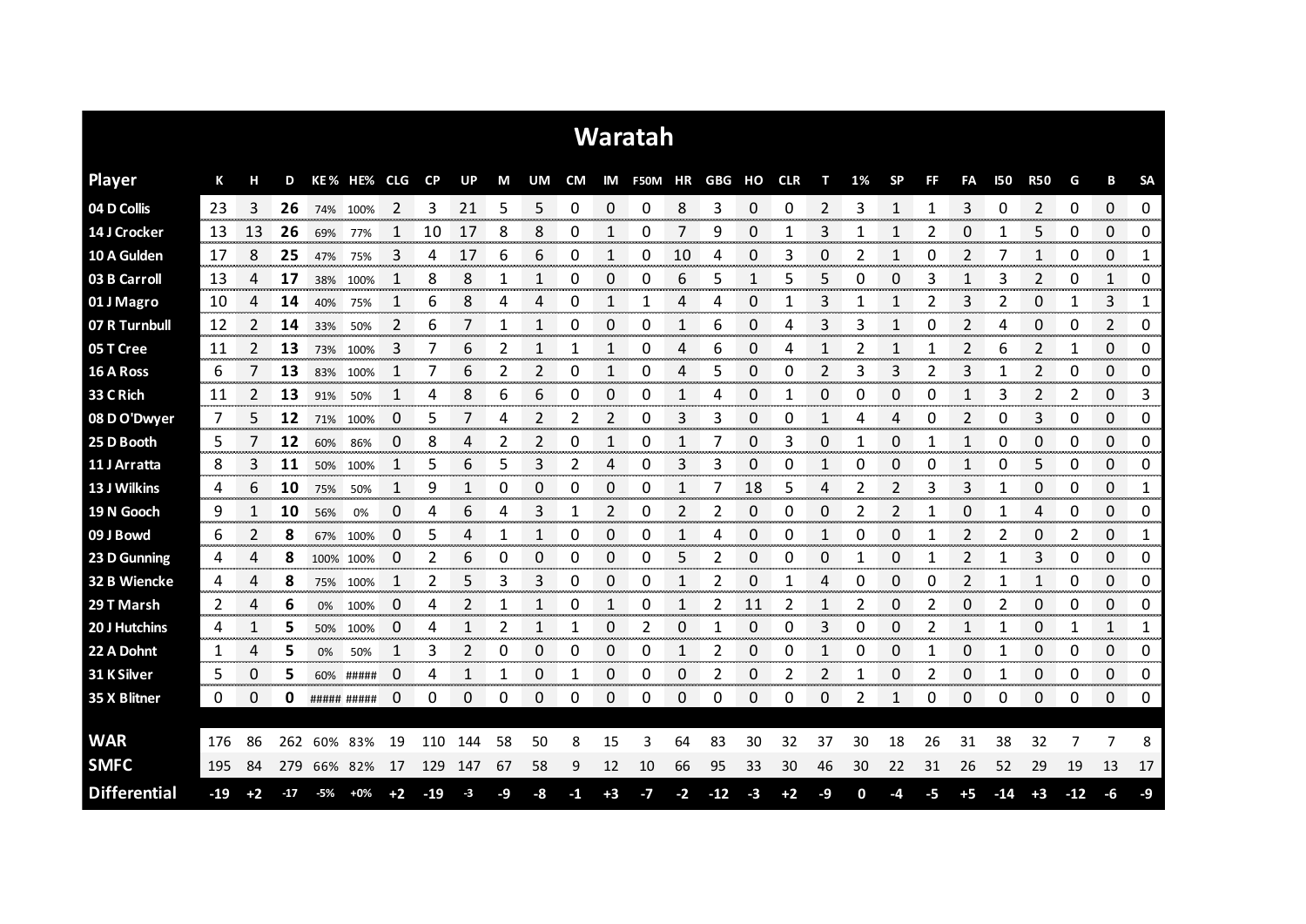# Waratah

| Player | K | H | D | KE % | HE% | CLG | CP | UP | M | UM | CM | IM | F50M | HR | GBG | HO | CLR | T | 1% | SP | FF | FA | I50 | R50 | G | B | SA |
|---|---|---|---|---|---|---|---|---|---|---|---|---|---|---|---|---|---|---|---|---|---|---|---|---|---|---|---|
| 04 D Collis | 23 | 3 | 26 | 74% | 100% | 2 | 3 | 21 | 5 | 5 | 0 | 0 | 0 | 8 | 3 | 0 | 0 | 2 | 3 | 1 | 1 | 3 | 0 | 2 | 0 | 0 | 0 |
| 14 J Crocker | 13 | 13 | 26 | 69% | 77% | 1 | 10 | 17 | 8 | 8 | 0 | 1 | 0 | 7 | 9 | 0 | 1 | 3 | 1 | 1 | 2 | 0 | 1 | 5 | 0 | 0 | 0 |
| 10 A Gulden | 17 | 8 | 25 | 47% | 75% | 3 | 4 | 17 | 6 | 6 | 0 | 1 | 0 | 10 | 4 | 0 | 3 | 0 | 2 | 1 | 0 | 2 | 7 | 1 | 0 | 0 | 1 |
| 03 B Carroll | 13 | 4 | 17 | 38% | 100% | 1 | 8 | 8 | 1 | 1 | 0 | 0 | 0 | 6 | 5 | 1 | 5 | 5 | 0 | 0 | 3 | 1 | 3 | 2 | 0 | 1 | 0 |
| 01 J Magro | 10 | 4 | 14 | 40% | 75% | 1 | 6 | 8 | 4 | 4 | 0 | 1 | 1 | 4 | 4 | 0 | 1 | 3 | 1 | 1 | 2 | 3 | 2 | 0 | 1 | 3 | 1 |
| 07 R Turnbull | 12 | 2 | 14 | 33% | 50% | 2 | 6 | 7 | 1 | 1 | 0 | 0 | 0 | 1 | 6 | 0 | 4 | 3 | 3 | 1 | 0 | 2 | 4 | 0 | 0 | 2 | 0 |
| 05 T Cree | 11 | 2 | 13 | 73% | 100% | 3 | 7 | 6 | 2 | 1 | 1 | 1 | 0 | 4 | 6 | 0 | 4 | 1 | 2 | 1 | 1 | 2 | 6 | 2 | 1 | 0 | 0 |
| 16 A Ross | 6 | 7 | 13 | 83% | 100% | 1 | 7 | 6 | 2 | 2 | 0 | 1 | 0 | 4 | 5 | 0 | 0 | 2 | 3 | 3 | 2 | 3 | 1 | 2 | 0 | 0 | 0 |
| 33 C Rich | 11 | 2 | 13 | 91% | 50% | 1 | 4 | 8 | 6 | 6 | 0 | 0 | 0 | 1 | 4 | 0 | 1 | 0 | 0 | 0 | 0 | 1 | 3 | 2 | 2 | 0 | 3 |
| 08 D O'Dwyer | 7 | 5 | 12 | 71% | 100% | 0 | 5 | 7 | 4 | 2 | 2 | 2 | 0 | 3 | 3 | 0 | 0 | 1 | 4 | 4 | 0 | 2 | 0 | 3 | 0 | 0 | 0 |
| 25 D Booth | 5 | 7 | 12 | 60% | 86% | 0 | 8 | 4 | 2 | 2 | 0 | 1 | 0 | 1 | 7 | 0 | 3 | 0 | 1 | 0 | 1 | 1 | 0 | 0 | 0 | 0 | 0 |
| 11 J Arratta | 8 | 3 | 11 | 50% | 100% | 1 | 5 | 6 | 5 | 3 | 2 | 4 | 0 | 3 | 3 | 0 | 0 | 1 | 0 | 0 | 0 | 1 | 0 | 5 | 0 | 0 | 0 |
| 13 J Wilkins | 4 | 6 | 10 | 75% | 50% | 1 | 9 | 1 | 0 | 0 | 0 | 0 | 0 | 1 | 7 | 18 | 5 | 4 | 2 | 2 | 3 | 3 | 1 | 0 | 0 | 0 | 1 |
| 19 N Gooch | 9 | 1 | 10 | 56% | 0% | 0 | 4 | 6 | 4 | 3 | 1 | 2 | 0 | 2 | 2 | 0 | 0 | 0 | 2 | 2 | 1 | 0 | 1 | 4 | 0 | 0 | 0 |
| 09 J Bowd | 6 | 2 | 8 | 67% | 100% | 0 | 5 | 4 | 1 | 1 | 0 | 0 | 0 | 1 | 4 | 0 | 0 | 1 | 0 | 0 | 1 | 2 | 2 | 0 | 2 | 0 | 1 |
| 23 D Gunning | 4 | 4 | 8 | 100% | 100% | 0 | 2 | 6 | 0 | 0 | 0 | 0 | 0 | 5 | 2 | 0 | 0 | 0 | 1 | 0 | 1 | 2 | 1 | 3 | 0 | 0 | 0 |
| 32 B Wiencke | 4 | 4 | 8 | 75% | 100% | 1 | 2 | 5 | 3 | 3 | 0 | 0 | 0 | 1 | 2 | 0 | 1 | 4 | 0 | 0 | 0 | 2 | 1 | 1 | 0 | 0 | 0 |
| 29 T Marsh | 2 | 4 | 6 | 0% | 100% | 0 | 4 | 2 | 1 | 1 | 0 | 1 | 0 | 1 | 2 | 11 | 2 | 1 | 2 | 0 | 2 | 0 | 2 | 0 | 0 | 0 | 0 |
| 20 J Hutchins | 4 | 1 | 5 | 50% | 100% | 0 | 4 | 1 | 2 | 1 | 1 | 0 | 2 | 0 | 1 | 0 | 0 | 3 | 0 | 0 | 2 | 1 | 1 | 0 | 1 | 1 | 1 |
| 22 A Dohnt | 1 | 4 | 5 | 0% | 50% | 1 | 3 | 2 | 0 | 0 | 0 | 0 | 0 | 1 | 2 | 0 | 0 | 1 | 0 | 0 | 1 | 0 | 1 | 0 | 0 | 0 | 0 |
| 31 K Silver | 5 | 0 | 5 | 60% | ##### | 0 | 4 | 1 | 1 | 0 | 1 | 0 | 0 | 0 | 2 | 0 | 2 | 2 | 1 | 0 | 2 | 0 | 1 | 0 | 0 | 0 | 0 |
| 35 X Blitner | 0 | 0 | 0 | ##### | ##### | 0 | 0 | 0 | 0 | 0 | 0 | 0 | 0 | 0 | 0 | 0 | 0 | 0 | 2 | 1 | 0 | 0 | 0 | 0 | 0 | 0 | 0 |
| | | | | | | | | | | | | | | | | | | | | | | | | | | | |
| WAR | 176 | 86 | 262 | 60% | 83% | 19 | 110 | 144 | 58 | 50 | 8 | 15 | 3 | 64 | 83 | 30 | 32 | 37 | 30 | 18 | 26 | 31 | 38 | 32 | 7 | 7 | 8 |
| SMFC | 195 | 84 | 279 | 66% | 82% | 17 | 129 | 147 | 67 | 58 | 9 | 12 | 10 | 66 | 95 | 33 | 30 | 46 | 30 | 22 | 31 | 26 | 52 | 29 | 19 | 13 | 17 |
| Differential | -19 | +2 | -17 | -5% | +0% | +2 | -19 | -3 | -9 | -8 | -1 | +3 | -7 | -2 | -12 | -3 | +2 | -9 | 0 | -4 | -5 | +5 | -14 | +3 | -12 | -6 | -9 |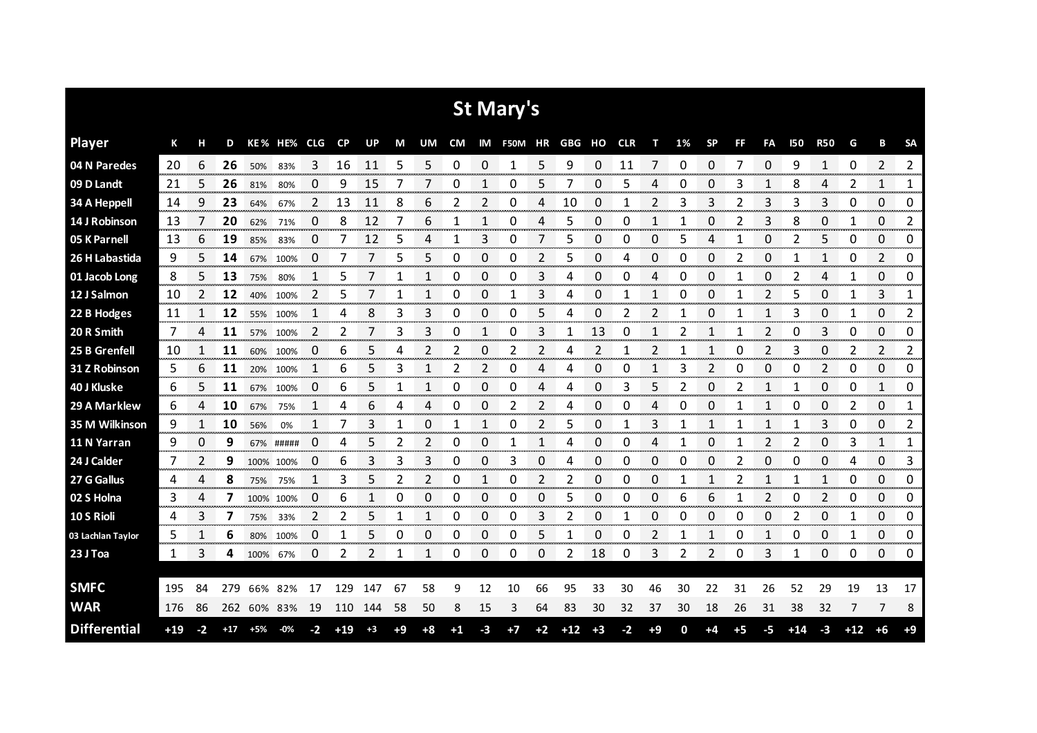# St Mary's

| Player | K | H | D | KE% | HE% | CLG | CP | UP | M | UM | CM | IM | F50M | HR | GBG | HO | CLR | T | 1% | SP | FF | FA | I50 | R50 | G | B | SA |
|---|---|---|---|---|---|---|---|---|---|---|---|---|---|---|---|---|---|---|---|---|---|---|---|---|---|---|---|
| 04 N Paredes | 20 | 6 | **26** | 50% | 83% | 3 | 16 | 11 | 5 | 5 | 0 | 0 | 1 | 5 | 9 | 0 | 11 | 7 | 0 | 0 | 7 | 0 | 9 | 1 | 0 | 2 | 2 |
| 09 D Landt | 21 | 5 | **26** | 81% | 80% | 0 | 9 | 15 | 7 | 7 | 0 | 1 | 0 | 5 | 7 | 0 | 5 | 4 | 0 | 0 | 3 | 1 | 8 | 4 | 2 | 1 | 1 |
| 34 A Heppell | 14 | 9 | **23** | 64% | 67% | 2 | 13 | 11 | 8 | 6 | 2 | 2 | 0 | 4 | 10 | 0 | 1 | 2 | 3 | 3 | 2 | 3 | 3 | 3 | 0 | 0 | 0 |
| 14 J Robinson | 13 | 7 | **20** | 62% | 71% | 0 | 8 | 12 | 7 | 6 | 1 | 1 | 0 | 4 | 5 | 0 | 0 | 1 | 1 | 0 | 2 | 3 | 8 | 0 | 1 | 0 | 2 |
| 05 K Parnell | 13 | 6 | **19** | 85% | 83% | 0 | 7 | 12 | 5 | 4 | 1 | 3 | 0 | 7 | 5 | 0 | 0 | 0 | 5 | 4 | 1 | 0 | 2 | 5 | 0 | 0 | 0 |
| 26 H Labastida | 9 | 5 | **14** | 67% | 100% | 0 | 7 | 7 | 5 | 5 | 0 | 0 | 0 | 2 | 5 | 0 | 4 | 0 | 0 | 0 | 2 | 0 | 1 | 1 | 0 | 2 | 0 |
| 01 Jacob Long | 8 | 5 | **13** | 75% | 80% | 1 | 5 | 7 | 1 | 1 | 0 | 0 | 0 | 3 | 4 | 0 | 0 | 4 | 0 | 0 | 1 | 0 | 2 | 4 | 1 | 0 | 0 |
| 12 J Salmon | 10 | 2 | **12** | 40% | 100% | 2 | 5 | 7 | 1 | 1 | 0 | 0 | 1 | 3 | 4 | 0 | 1 | 1 | 0 | 0 | 1 | 2 | 5 | 0 | 1 | 3 | 1 |
| 22 B Hodges | 11 | 1 | **12** | 55% | 100% | 1 | 4 | 8 | 3 | 3 | 0 | 0 | 0 | 5 | 4 | 0 | 2 | 2 | 1 | 0 | 1 | 1 | 3 | 0 | 1 | 0 | 2 |
| 20 R Smith | 7 | 4 | **11** | 57% | 100% | 2 | 2 | 7 | 3 | 3 | 0 | 1 | 0 | 3 | 1 | 13 | 0 | 1 | 2 | 1 | 1 | 2 | 0 | 3 | 0 | 0 | 0 |
| 25 B Grenfell | 10 | 1 | **11** | 60% | 100% | 0 | 6 | 5 | 4 | 2 | 2 | 0 | 2 | 2 | 4 | 2 | 1 | 2 | 1 | 1 | 0 | 2 | 3 | 0 | 2 | 2 | 2 |
| 31 Z Robinson | 5 | 6 | **11** | 20% | 100% | 1 | 6 | 5 | 3 | 1 | 2 | 2 | 0 | 4 | 4 | 0 | 0 | 1 | 3 | 2 | 0 | 0 | 0 | 2 | 0 | 0 | 0 |
| 40 J Kluske | 6 | 5 | **11** | 67% | 100% | 0 | 6 | 5 | 1 | 1 | 0 | 0 | 0 | 4 | 4 | 0 | 3 | 5 | 2 | 0 | 2 | 1 | 1 | 0 | 0 | 1 | 0 |
| 29 A Marklew | 6 | 4 | **10** | 67% | 75% | 1 | 4 | 6 | 4 | 4 | 0 | 0 | 2 | 2 | 4 | 0 | 0 | 4 | 0 | 0 | 1 | 1 | 0 | 0 | 2 | 0 | 1 |
| 35 M Wilkinson | 9 | 1 | **10** | 56% | 0% | 1 | 7 | 3 | 1 | 0 | 1 | 1 | 0 | 2 | 5 | 0 | 1 | 3 | 1 | 1 | 1 | 1 | 1 | 3 | 0 | 0 | 2 |
| 11 N Yarran | 9 | 0 | **9** | 67% | ##### | 0 | 4 | 5 | 2 | 2 | 0 | 0 | 1 | 1 | 4 | 0 | 0 | 4 | 1 | 0 | 1 | 2 | 2 | 0 | 3 | 1 | 1 |
| 24 J Calder | 7 | 2 | **9** | 100% | 100% | 0 | 6 | 3 | 3 | 3 | 0 | 0 | 3 | 0 | 4 | 0 | 0 | 0 | 0 | 0 | 2 | 0 | 0 | 0 | 4 | 0 | 3 |
| 27 G Gallus | 4 | 4 | **8** | 75% | 75% | 1 | 3 | 5 | 2 | 2 | 0 | 1 | 0 | 2 | 2 | 0 | 0 | 0 | 1 | 1 | 2 | 1 | 1 | 1 | 0 | 0 | 0 |
| 02 S Holna | 3 | 4 | **7** | 100% | 100% | 0 | 6 | 1 | 0 | 0 | 0 | 0 | 0 | 0 | 5 | 0 | 0 | 0 | 6 | 6 | 1 | 2 | 0 | 2 | 0 | 0 | 0 |
| 10 S Rioli | 4 | 3 | **7** | 75% | 33% | 2 | 2 | 5 | 1 | 1 | 0 | 0 | 0 | 3 | 2 | 0 | 1 | 0 | 0 | 0 | 0 | 0 | 2 | 0 | 1 | 0 | 0 |
| 03 Lachlan Taylor | 5 | 1 | **6** | 80% | 100% | 0 | 1 | 5 | 0 | 0 | 0 | 0 | 0 | 5 | 1 | 0 | 0 | 2 | 1 | 1 | 0 | 1 | 0 | 0 | 1 | 0 | 0 |
| 23 J Toa | 1 | 3 | **4** | 100% | 67% | 0 | 2 | 2 | 1 | 1 | 0 | 0 | 0 | 0 | 2 | 18 | 0 | 3 | 2 | 2 | 0 | 3 | 1 | 0 | 0 | 0 | 0 |
| | | | | | | | | | | | | | | | | | | | | | | | | | | | |
| **SMFC** | 195 | 84 | 279 | 66% | 82% | 17 | 129 | 147 | 67 | 58 | 9 | 12 | 10 | 66 | 95 | 33 | 30 | 46 | 30 | 22 | 31 | 26 | 52 | 29 | 19 | 13 | 17 |
| **WAR** | 176 | 86 | 262 | 60% | 83% | 19 | 110 | 144 | 58 | 50 | 8 | 15 | 3 | 64 | 83 | 30 | 32 | 37 | 30 | 18 | 26 | 31 | 38 | 32 | 7 | 7 | 8 |
| **Differential** | +19 | -2 | +17 | +5% | -0% | -2 | +19 | +3 | +9 | +8 | +1 | -3 | +7 | +2 | +12 | +3 | -2 | +9 | 0 | +4 | +5 | -5 | +14 | -3 | +12 | +6 | +9 |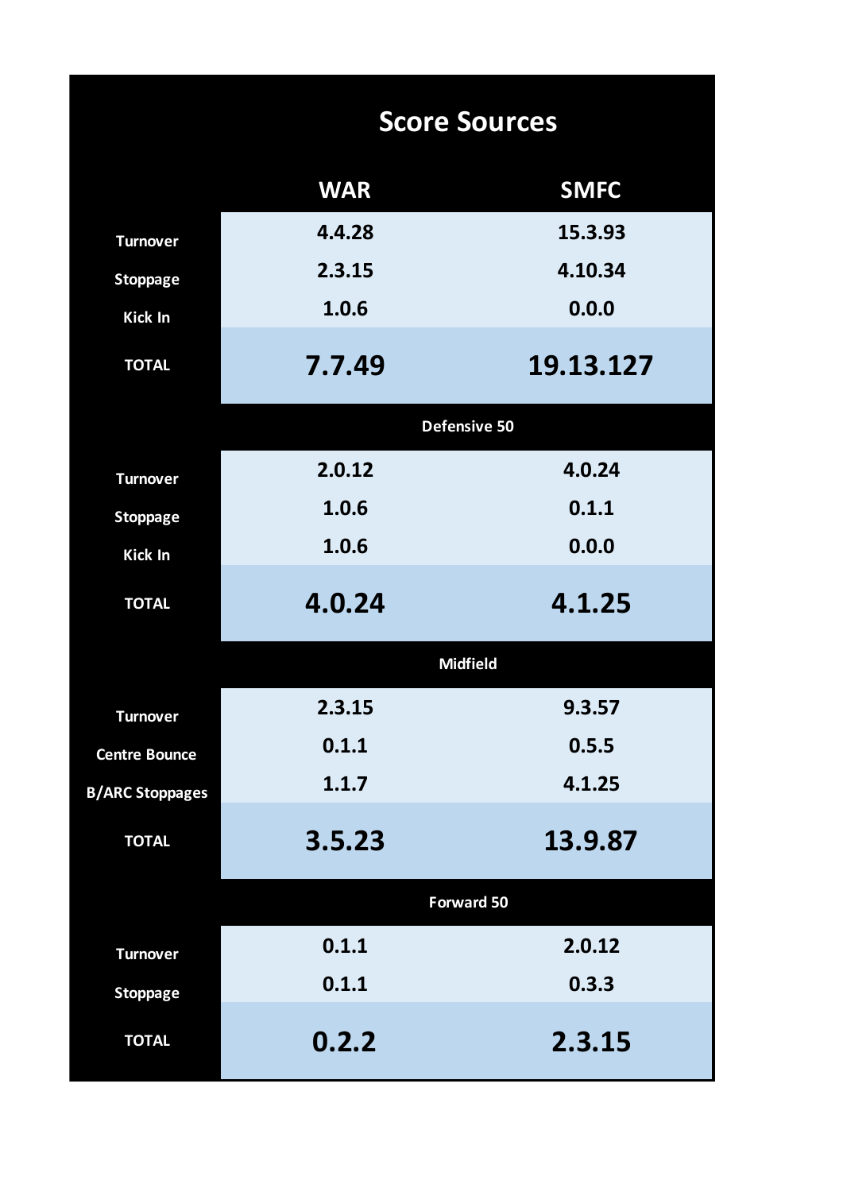# Score Sources

| | WAR | SMFC |
|---|---|---|
| Turnover | 4.4.28 | 15.3.93 |
| Stoppage | 2.3.15 | 4.10.34 |
| Kick In | 1.0.6 | 0.0.0 |
| **TOTAL** | **7.7.49** | **19.13.127** |
| **Defensive 50** | | |
| Turnover | 2.0.12 | 4.0.24 |
| Stoppage | 1.0.6 | 0.1.1 |
| Kick In | 1.0.6 | 0.0.0 |
| **TOTAL** | **4.0.24** | **4.1.25** |
| **Midfield** | | |
| Turnover | 2.3.15 | 9.3.57 |
| Centre Bounce | 0.1.1 | 0.5.5 |
| B/ARC Stoppages | 1.1.7 | 4.1.25 |
| **TOTAL** | **3.5.23** | **13.9.87** |
| **Forward 50** | | |
| Turnover | 0.1.1 | 2.0.12 |
| Stoppage | 0.1.1 | 0.3.3 |
| **TOTAL** | **0.2.2** | **2.3.15** |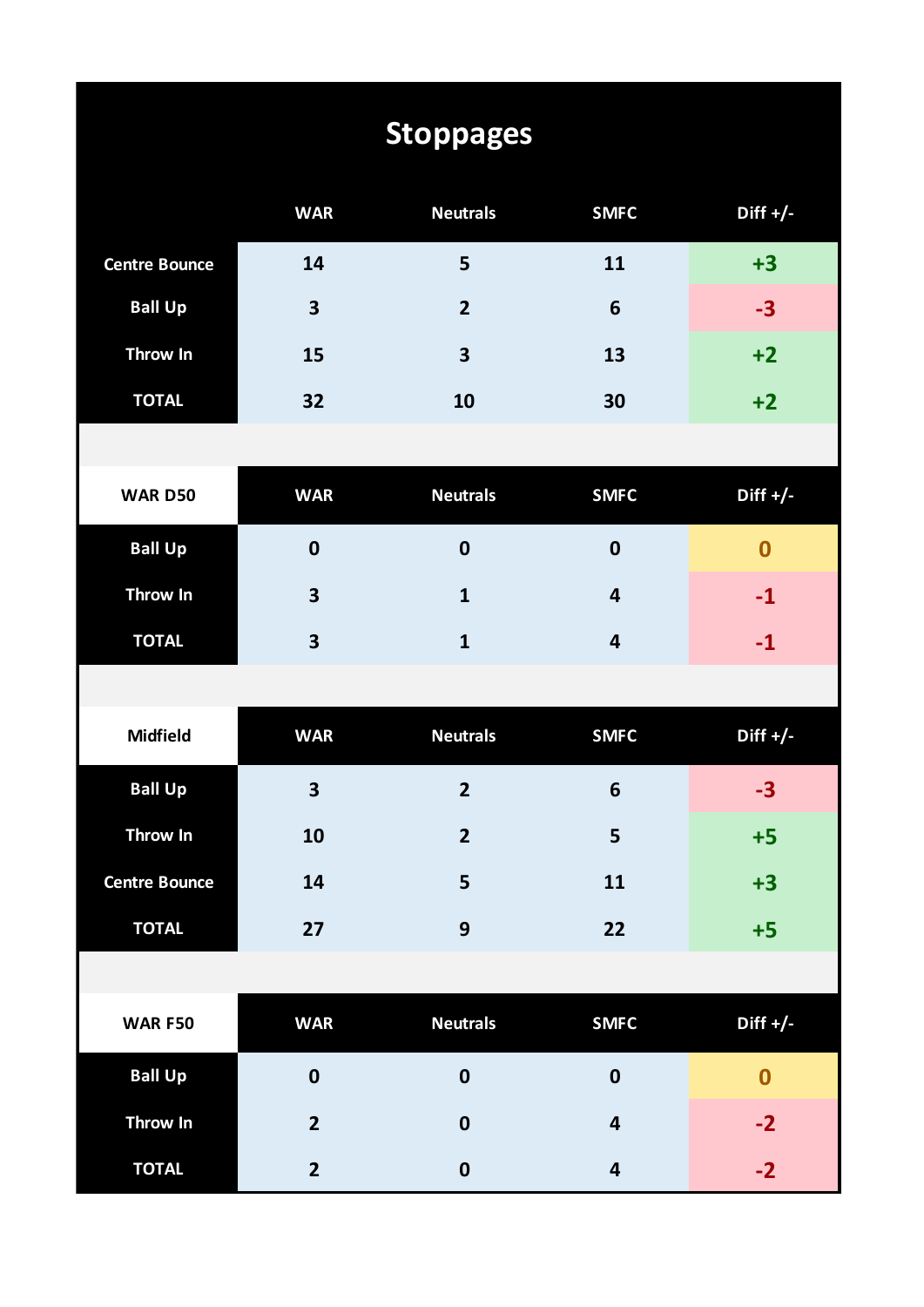# Stoppages

| | WAR | Neutrals | SMFC | Diff +/- |
|---|---|---|---|---|
| Centre Bounce | 14 | 5 | 11 | +3 |
| Ball Up | 3 | 2 | 6 | -3 |
| Throw In | 15 | 3 | 13 | +2 |
| TOTAL | 32 | 10 | 30 | +2 |

| WAR D50 | WAR | Neutrals | SMFC | Diff +/- |
|---|---|---|---|---|
| Ball Up | 0 | 0 | 0 | 0 |
| Throw In | 3 | 1 | 4 | -1 |
| TOTAL | 3 | 1 | 4 | -1 |

| Midfield | WAR | Neutrals | SMFC | Diff +/- |
|---|---|---|---|---|
| Ball Up | 3 | 2 | 6 | -3 |
| Throw In | 10 | 2 | 5 | +5 |
| Centre Bounce | 14 | 5 | 11 | +3 |
| TOTAL | 27 | 9 | 22 | +5 |

| WAR F50 | WAR | Neutrals | SMFC | Diff +/- |
|---|---|---|---|---|
| Ball Up | 0 | 0 | 0 | 0 |
| Throw In | 2 | 0 | 4 | -2 |
| TOTAL | 2 | 0 | 4 | -2 |